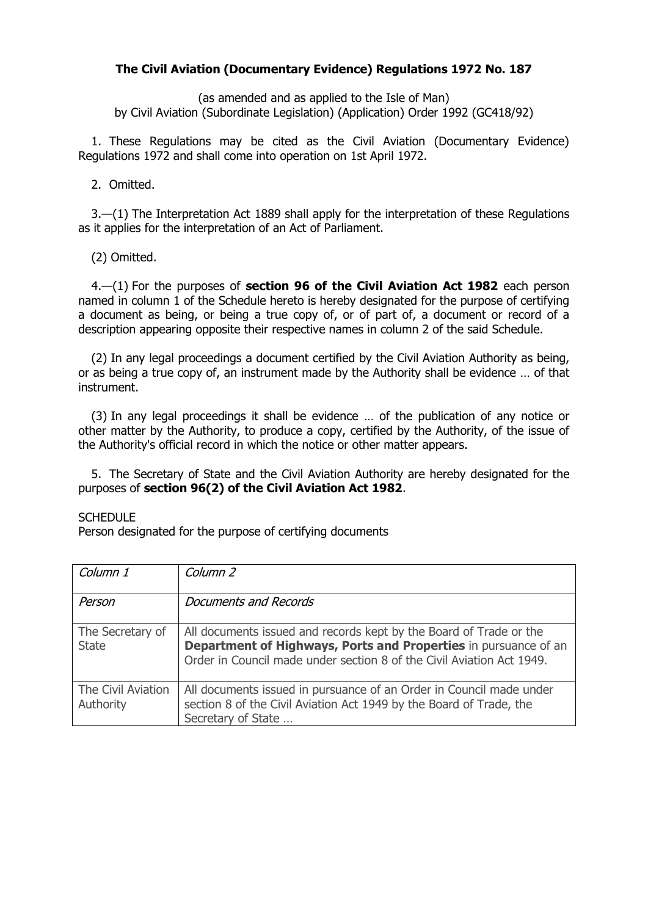**The Civil Aviation (Documentary Evidence) Regulations 1972 No. 187**

(as amended and as applied to the Isle of Man)
by Civil Aviation (Subordinate Legislation) (Application) Order 1992 (GC418/92)

1. These Regulations may be cited as the Civil Aviation (Documentary Evidence) Regulations 1972 and shall come into operation on 1st April 1972.

2. Omitted.

3.—(1) The Interpretation Act 1889 shall apply for the interpretation of these Regulations as it applies for the interpretation of an Act of Parliament.

(2) Omitted.

4.—(1) For the purposes of **section 96 of the Civil Aviation Act 1982** each person named in column 1 of the Schedule hereto is hereby designated for the purpose of certifying a document as being, or being a true copy of, or of part of, a document or record of a description appearing opposite their respective names in column 2 of the said Schedule.

(2) In any legal proceedings a document certified by the Civil Aviation Authority as being, or as being a true copy of, an instrument made by the Authority shall be evidence … of that instrument.

(3) In any legal proceedings it shall be evidence … of the publication of any notice or other matter by the Authority, to produce a copy, certified by the Authority, of the issue of the Authority's official record in which the notice or other matter appears.

5. The Secretary of State and the Civil Aviation Authority are hereby designated for the purposes of **section 96(2) of the Civil Aviation Act 1982**.

SCHEDULE
Person designated for the purpose of certifying documents

| *Column 1* | *Column 2* |
|---|---|
| *Person* | *Documents and Records* |
| The Secretary of State | All documents issued and records kept by the Board of Trade or the **Department of Highways, Ports and Properties** in pursuance of an Order in Council made under section 8 of the Civil Aviation Act 1949. |
| The Civil Aviation Authority | All documents issued in pursuance of an Order in Council made under section 8 of the Civil Aviation Act 1949 by the Board of Trade, the Secretary of State … |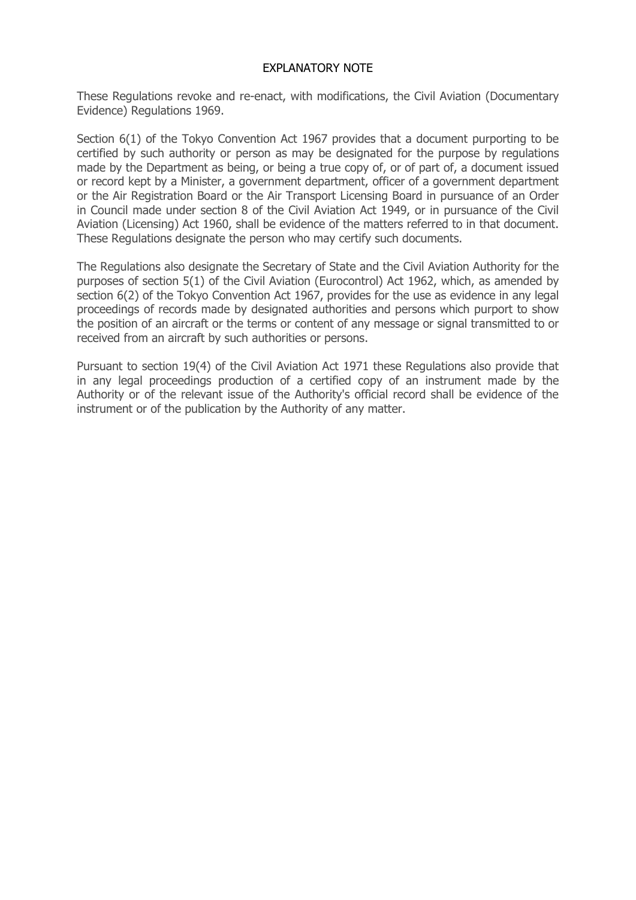## EXPLANATORY NOTE

These Regulations revoke and re-enact, with modifications, the Civil Aviation (Documentary Evidence) Regulations 1969.

Section 6(1) of the Tokyo Convention Act 1967 provides that a document purporting to be certified by such authority or person as may be designated for the purpose by regulations made by the Department as being, or being a true copy of, or of part of, a document issued or record kept by a Minister, a government department, officer of a government department or the Air Registration Board or the Air Transport Licensing Board in pursuance of an Order in Council made under section 8 of the Civil Aviation Act 1949, or in pursuance of the Civil Aviation (Licensing) Act 1960, shall be evidence of the matters referred to in that document. These Regulations designate the person who may certify such documents.

The Regulations also designate the Secretary of State and the Civil Aviation Authority for the purposes of section 5(1) of the Civil Aviation (Eurocontrol) Act 1962, which, as amended by section 6(2) of the Tokyo Convention Act 1967, provides for the use as evidence in any legal proceedings of records made by designated authorities and persons which purport to show the position of an aircraft or the terms or content of any message or signal transmitted to or received from an aircraft by such authorities or persons.

Pursuant to section 19(4) of the Civil Aviation Act 1971 these Regulations also provide that in any legal proceedings production of a certified copy of an instrument made by the Authority or of the relevant issue of the Authority's official record shall be evidence of the instrument or of the publication by the Authority of any matter.